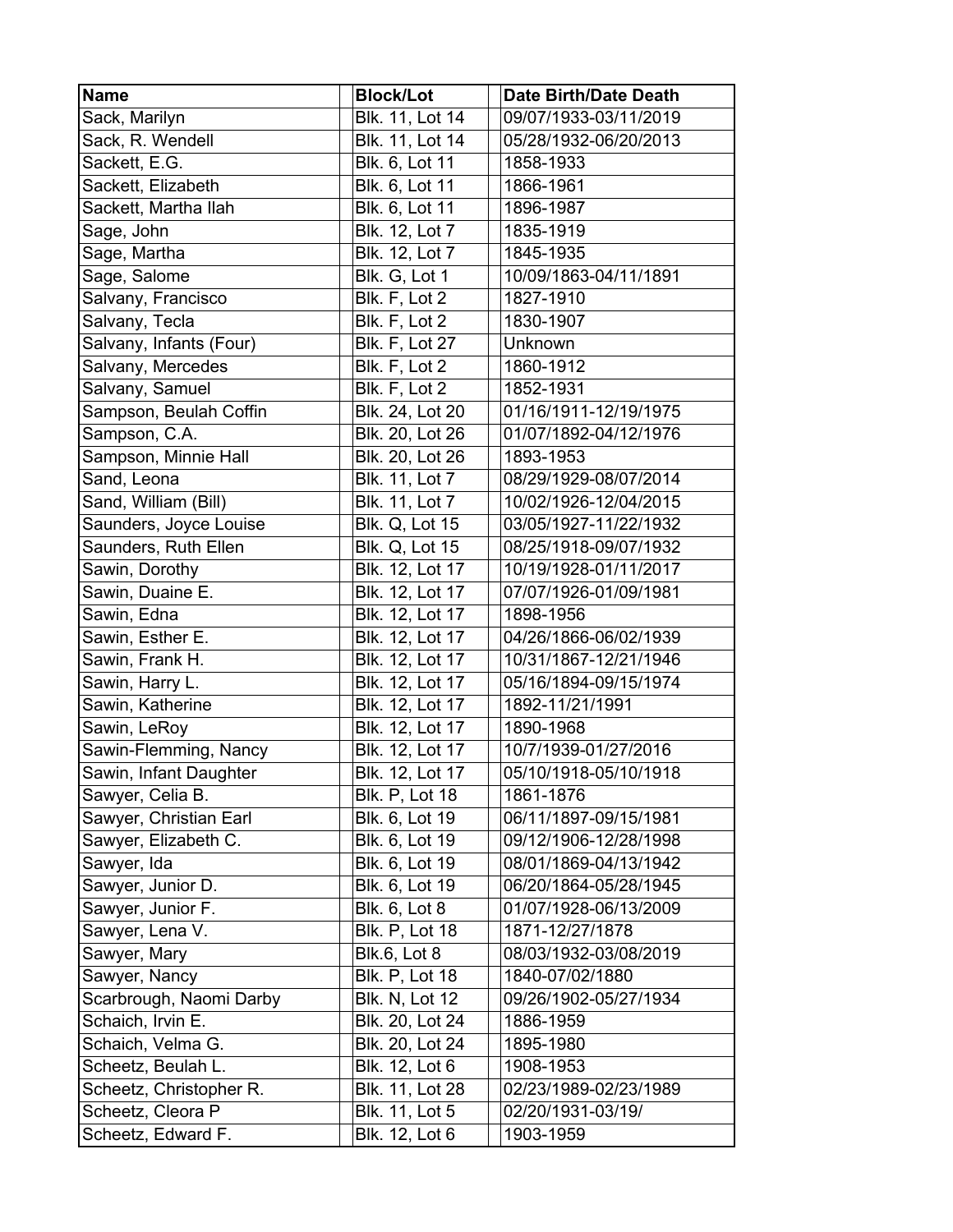| Name | Block/Lot | Date Birth/Date Death |
|---|---|---|
| Sack, Marilyn | Blk. 11, Lot 14 | 09/07/1933-03/11/2019 |
| Sack, R. Wendell | Blk. 11, Lot 14 | 05/28/1932-06/20/2013 |
| Sackett, E.G. | Blk. 6, Lot 11 | 1858-1933 |
| Sackett, Elizabeth | Blk. 6, Lot 11 | 1866-1961 |
| Sackett, Martha Ilah | Blk. 6, Lot 11 | 1896-1987 |
| Sage, John | Blk. 12, Lot 7 | 1835-1919 |
| Sage, Martha | Blk. 12, Lot 7 | 1845-1935 |
| Sage, Salome | Blk. G, Lot 1 | 10/09/1863-04/11/1891 |
| Salvany, Francisco | Blk. F, Lot 2 | 1827-1910 |
| Salvany, Tecla | Blk. F, Lot 2 | 1830-1907 |
| Salvany, Infants (Four) | Blk. F, Lot 27 | Unknown |
| Salvany, Mercedes | Blk. F, Lot 2 | 1860-1912 |
| Salvany, Samuel | Blk. F, Lot 2 | 1852-1931 |
| Sampson, Beulah Coffin | Blk. 24, Lot 20 | 01/16/1911-12/19/1975 |
| Sampson, C.A. | Blk. 20, Lot 26 | 01/07/1892-04/12/1976 |
| Sampson, Minnie Hall | Blk. 20, Lot 26 | 1893-1953 |
| Sand, Leona | Blk. 11, Lot 7 | 08/29/1929-08/07/2014 |
| Sand, William (Bill) | Blk. 11, Lot 7 | 10/02/1926-12/04/2015 |
| Saunders, Joyce Louise | Blk. Q, Lot 15 | 03/05/1927-11/22/1932 |
| Saunders, Ruth Ellen | Blk. Q, Lot 15 | 08/25/1918-09/07/1932 |
| Sawin, Dorothy | Blk. 12, Lot 17 | 10/19/1928-01/11/2017 |
| Sawin, Duaine E. | Blk. 12, Lot 17 | 07/07/1926-01/09/1981 |
| Sawin, Edna | Blk. 12, Lot 17 | 1898-1956 |
| Sawin, Esther E. | Blk. 12, Lot 17 | 04/26/1866-06/02/1939 |
| Sawin, Frank H. | Blk. 12, Lot 17 | 10/31/1867-12/21/1946 |
| Sawin, Harry L. | Blk. 12, Lot 17 | 05/16/1894-09/15/1974 |
| Sawin, Katherine | Blk. 12, Lot 17 | 1892-11/21/1991 |
| Sawin, LeRoy | Blk. 12, Lot 17 | 1890-1968 |
| Sawin-Flemming, Nancy | Blk. 12, Lot 17 | 10/7/1939-01/27/2016 |
| Sawin, Infant Daughter | Blk. 12, Lot 17 | 05/10/1918-05/10/1918 |
| Sawyer, Celia B. | Blk. P, Lot 18 | 1861-1876 |
| Sawyer, Christian Earl | Blk. 6, Lot 19 | 06/11/1897-09/15/1981 |
| Sawyer, Elizabeth C. | Blk. 6, Lot 19 | 09/12/1906-12/28/1998 |
| Sawyer, Ida | Blk. 6, Lot 19 | 08/01/1869-04/13/1942 |
| Sawyer, Junior D. | Blk. 6, Lot 19 | 06/20/1864-05/28/1945 |
| Sawyer, Junior F. | Blk. 6, Lot 8 | 01/07/1928-06/13/2009 |
| Sawyer, Lena V. | Blk. P, Lot 18 | 1871-12/27/1878 |
| Sawyer, Mary | Blk.6, Lot 8 | 08/03/1932-03/08/2019 |
| Sawyer, Nancy | Blk. P, Lot 18 | 1840-07/02/1880 |
| Scarbrough, Naomi Darby | Blk. N, Lot 12 | 09/26/1902-05/27/1934 |
| Schaich, Irvin E. | Blk. 20, Lot 24 | 1886-1959 |
| Schaich, Velma G. | Blk. 20, Lot 24 | 1895-1980 |
| Scheetz, Beulah L. | Blk. 12, Lot 6 | 1908-1953 |
| Scheetz, Christopher R. | Blk. 11, Lot 28 | 02/23/1989-02/23/1989 |
| Scheetz, Cleora P | Blk. 11, Lot 5 | 02/20/1931-03/19/ |
| Scheetz, Edward F. | Blk. 12, Lot 6 | 1903-1959 |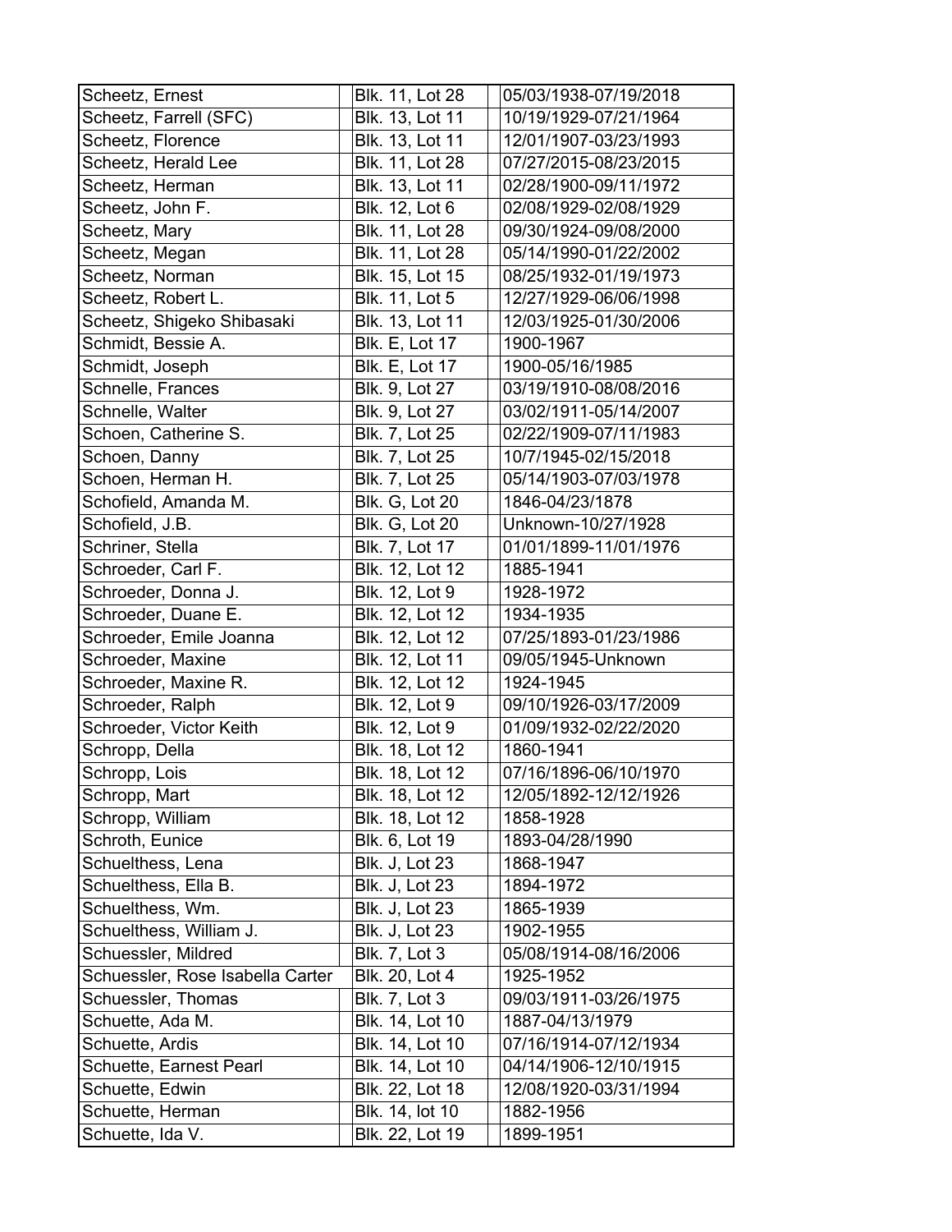| Scheetz, Ernest | Blk. 11, Lot 28 | 05/03/1938-07/19/2018 |
|---|---|---|
| Scheetz, Farrell (SFC) | Blk. 13, Lot 11 | 10/19/1929-07/21/1964 |
| Scheetz, Florence | Blk. 13, Lot 11 | 12/01/1907-03/23/1993 |
| Scheetz, Herald Lee | Blk. 11, Lot 28 | 07/27/2015-08/23/2015 |
| Scheetz, Herman | Blk. 13, Lot 11 | 02/28/1900-09/11/1972 |
| Scheetz, John F. | Blk. 12, Lot 6 | 02/08/1929-02/08/1929 |
| Scheetz, Mary | Blk. 11, Lot 28 | 09/30/1924-09/08/2000 |
| Scheetz, Megan | Blk. 11, Lot 28 | 05/14/1990-01/22/2002 |
| Scheetz, Norman | Blk. 15, Lot 15 | 08/25/1932-01/19/1973 |
| Scheetz, Robert L. | Blk. 11, Lot 5 | 12/27/1929-06/06/1998 |
| Scheetz, Shigeko Shibasaki | Blk. 13, Lot 11 | 12/03/1925-01/30/2006 |
| Schmidt, Bessie A. | Blk. E, Lot 17 | 1900-1967 |
| Schmidt, Joseph | Blk. E, Lot 17 | 1900-05/16/1985 |
| Schnelle, Frances | Blk. 9, Lot 27 | 03/19/1910-08/08/2016 |
| Schnelle, Walter | Blk. 9, Lot 27 | 03/02/1911-05/14/2007 |
| Schoen, Catherine S. | Blk. 7, Lot 25 | 02/22/1909-07/11/1983 |
| Schoen, Danny | Blk. 7, Lot 25 | 10/7/1945-02/15/2018 |
| Schoen, Herman H. | Blk. 7, Lot 25 | 05/14/1903-07/03/1978 |
| Schofield, Amanda M. | Blk. G, Lot 20 | 1846-04/23/1878 |
| Schofield, J.B. | Blk. G, Lot 20 | Unknown-10/27/1928 |
| Schriner, Stella | Blk. 7, Lot 17 | 01/01/1899-11/01/1976 |
| Schroeder, Carl F. | Blk. 12, Lot 12 | 1885-1941 |
| Schroeder, Donna J. | Blk. 12, Lot 9 | 1928-1972 |
| Schroeder, Duane E. | Blk. 12, Lot 12 | 1934-1935 |
| Schroeder, Emile Joanna | Blk. 12, Lot 12 | 07/25/1893-01/23/1986 |
| Schroeder, Maxine | Blk. 12, Lot 11 | 09/05/1945-Unknown |
| Schroeder, Maxine R. | Blk. 12, Lot 12 | 1924-1945 |
| Schroeder, Ralph | Blk. 12, Lot 9 | 09/10/1926-03/17/2009 |
| Schroeder, Victor Keith | Blk. 12, Lot 9 | 01/09/1932-02/22/2020 |
| Schropp, Della | Blk. 18, Lot 12 | 1860-1941 |
| Schropp, Lois | Blk. 18, Lot 12 | 07/16/1896-06/10/1970 |
| Schropp, Mart | Blk. 18, Lot 12 | 12/05/1892-12/12/1926 |
| Schropp, William | Blk. 18, Lot 12 | 1858-1928 |
| Schroth, Eunice | Blk. 6, Lot 19 | 1893-04/28/1990 |
| Schuelthess, Lena | Blk. J, Lot 23 | 1868-1947 |
| Schuelthess, Ella B. | Blk. J, Lot 23 | 1894-1972 |
| Schuelthess, Wm. | Blk. J, Lot 23 | 1865-1939 |
| Schuelthess, William J. | Blk. J, Lot 23 | 1902-1955 |
| Schuessler, Mildred | Blk. 7, Lot 3 | 05/08/1914-08/16/2006 |
| Schuessler, Rose Isabella Carter | Blk. 20, Lot 4 | 1925-1952 |
| Schuessler, Thomas | Blk. 7, Lot 3 | 09/03/1911-03/26/1975 |
| Schuette, Ada M. | Blk. 14, Lot 10 | 1887-04/13/1979 |
| Schuette, Ardis | Blk. 14, Lot 10 | 07/16/1914-07/12/1934 |
| Schuette, Earnest Pearl | Blk. 14, Lot 10 | 04/14/1906-12/10/1915 |
| Schuette, Edwin | Blk. 22, Lot 18 | 12/08/1920-03/31/1994 |
| Schuette, Herman | Blk. 14, lot 10 | 1882-1956 |
| Schuette, Ida V. | Blk. 22, Lot 19 | 1899-1951 |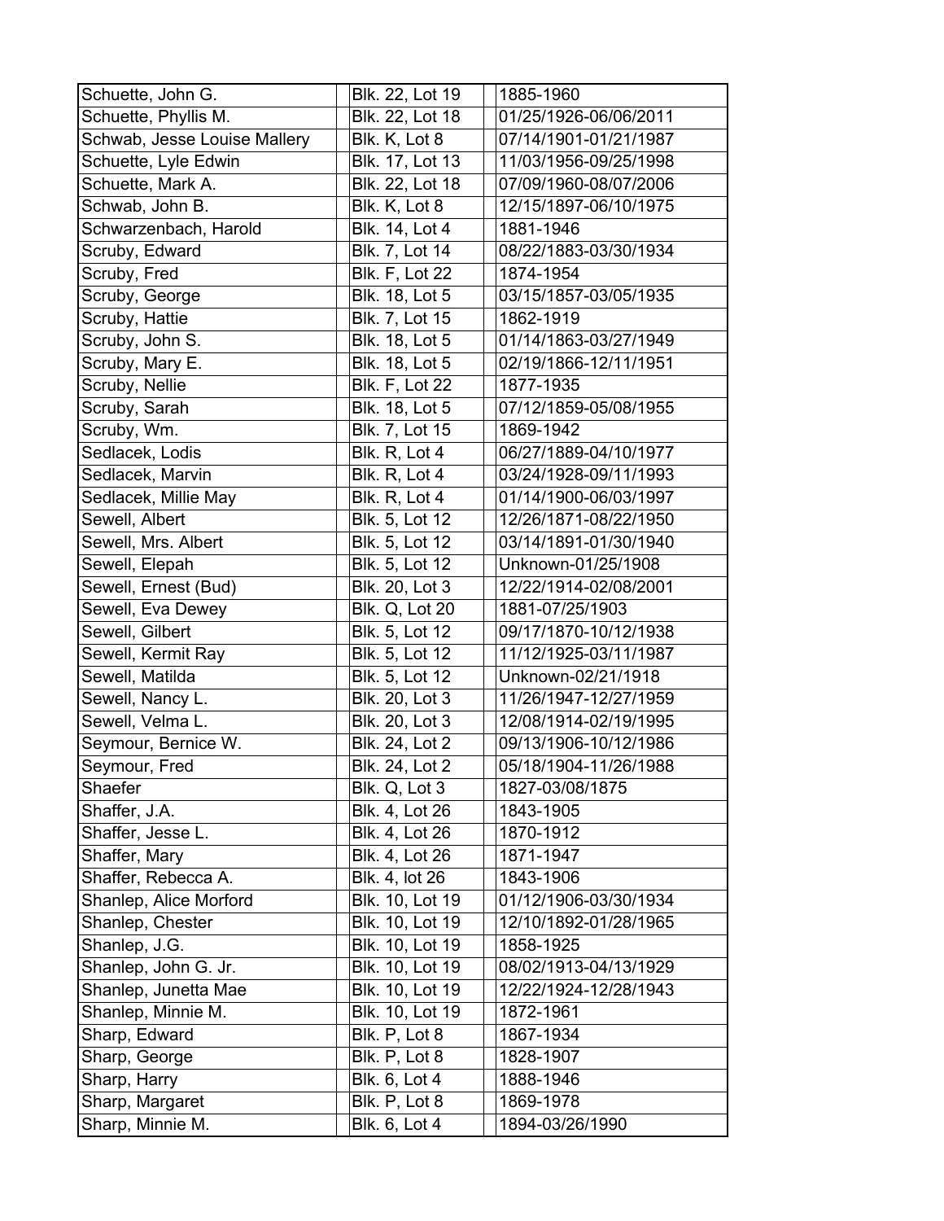| Schuette, John G. | Blk. 22, Lot 19 | 1885-1960 |
|---|---|---|
| Schuette, Phyllis M. | Blk. 22, Lot 18 | 01/25/1926-06/06/2011 |
| Schwab, Jesse Louise Mallery | Blk. K, Lot 8 | 07/14/1901-01/21/1987 |
| Schuette, Lyle Edwin | Blk. 17, Lot 13 | 11/03/1956-09/25/1998 |
| Schuette, Mark A. | Blk. 22, Lot 18 | 07/09/1960-08/07/2006 |
| Schwab, John B. | Blk. K, Lot 8 | 12/15/1897-06/10/1975 |
| Schwarzenbach, Harold | Blk. 14, Lot 4 | 1881-1946 |
| Scruby, Edward | Blk. 7, Lot 14 | 08/22/1883-03/30/1934 |
| Scruby, Fred | Blk. F, Lot 22 | 1874-1954 |
| Scruby, George | Blk. 18, Lot 5 | 03/15/1857-03/05/1935 |
| Scruby, Hattie | Blk. 7, Lot 15 | 1862-1919 |
| Scruby, John S. | Blk. 18, Lot 5 | 01/14/1863-03/27/1949 |
| Scruby, Mary E. | Blk. 18, Lot 5 | 02/19/1866-12/11/1951 |
| Scruby, Nellie | Blk. F, Lot 22 | 1877-1935 |
| Scruby, Sarah | Blk. 18, Lot 5 | 07/12/1859-05/08/1955 |
| Scruby, Wm. | Blk. 7, Lot 15 | 1869-1942 |
| Sedlacek, Lodis | Blk. R, Lot 4 | 06/27/1889-04/10/1977 |
| Sedlacek, Marvin | Blk. R, Lot 4 | 03/24/1928-09/11/1993 |
| Sedlacek, Millie May | Blk. R, Lot 4 | 01/14/1900-06/03/1997 |
| Sewell, Albert | Blk. 5, Lot 12 | 12/26/1871-08/22/1950 |
| Sewell, Mrs. Albert | Blk. 5, Lot 12 | 03/14/1891-01/30/1940 |
| Sewell, Elepah | Blk. 5, Lot 12 | Unknown-01/25/1908 |
| Sewell, Ernest (Bud) | Blk. 20, Lot 3 | 12/22/1914-02/08/2001 |
| Sewell, Eva Dewey | Blk. Q, Lot 20 | 1881-07/25/1903 |
| Sewell, Gilbert | Blk. 5, Lot 12 | 09/17/1870-10/12/1938 |
| Sewell, Kermit Ray | Blk. 5, Lot 12 | 11/12/1925-03/11/1987 |
| Sewell, Matilda | Blk. 5, Lot 12 | Unknown-02/21/1918 |
| Sewell, Nancy L. | Blk. 20, Lot 3 | 11/26/1947-12/27/1959 |
| Sewell, Velma L. | Blk. 20, Lot 3 | 12/08/1914-02/19/1995 |
| Seymour, Bernice W. | Blk. 24, Lot 2 | 09/13/1906-10/12/1986 |
| Seymour, Fred | Blk. 24, Lot 2 | 05/18/1904-11/26/1988 |
| Shaefer | Blk. Q, Lot 3 | 1827-03/08/1875 |
| Shaffer, J.A. | Blk. 4, Lot 26 | 1843-1905 |
| Shaffer, Jesse L. | Blk. 4, Lot 26 | 1870-1912 |
| Shaffer, Mary | Blk. 4, Lot 26 | 1871-1947 |
| Shaffer, Rebecca A. | Blk. 4, lot 26 | 1843-1906 |
| Shanlep, Alice Morford | Blk. 10, Lot 19 | 01/12/1906-03/30/1934 |
| Shanlep, Chester | Blk. 10, Lot 19 | 12/10/1892-01/28/1965 |
| Shanlep, J.G. | Blk. 10, Lot 19 | 1858-1925 |
| Shanlep, John G. Jr. | Blk. 10, Lot 19 | 08/02/1913-04/13/1929 |
| Shanlep, Junetta Mae | Blk. 10, Lot 19 | 12/22/1924-12/28/1943 |
| Shanlep, Minnie M. | Blk. 10, Lot 19 | 1872-1961 |
| Sharp, Edward | Blk. P, Lot 8 | 1867-1934 |
| Sharp, George | Blk. P, Lot 8 | 1828-1907 |
| Sharp, Harry | Blk. 6, Lot 4 | 1888-1946 |
| Sharp, Margaret | Blk. P, Lot 8 | 1869-1978 |
| Sharp, Minnie M. | Blk. 6, Lot 4 | 1894-03/26/1990 |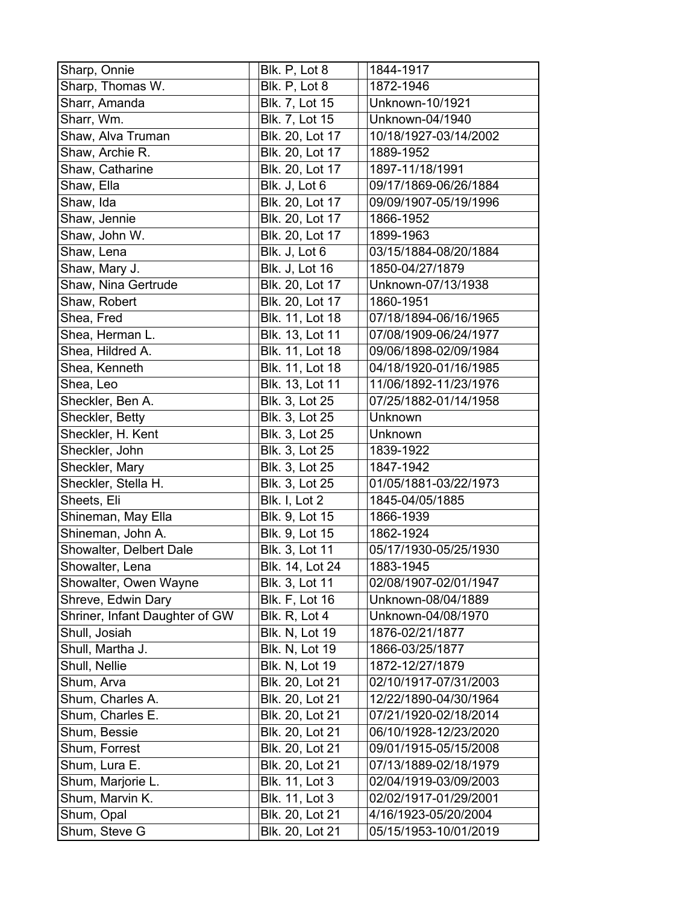| Sharp, Onnie | Blk. P, Lot 8 | 1844-1917 |
|---|---|---|
| Sharp, Thomas W. | Blk. P, Lot 8 | 1872-1946 |
| Sharr, Amanda | Blk. 7, Lot 15 | Unknown-10/1921 |
| Sharr, Wm. | Blk. 7, Lot 15 | Unknown-04/1940 |
| Shaw, Alva Truman | Blk. 20, Lot 17 | 10/18/1927-03/14/2002 |
| Shaw, Archie R. | Blk. 20, Lot 17 | 1889-1952 |
| Shaw, Catharine | Blk. 20, Lot 17 | 1897-11/18/1991 |
| Shaw, Ella | Blk. J, Lot 6 | 09/17/1869-06/26/1884 |
| Shaw, Ida | Blk. 20, Lot 17 | 09/09/1907-05/19/1996 |
| Shaw, Jennie | Blk. 20, Lot 17 | 1866-1952 |
| Shaw, John W. | Blk. 20, Lot 17 | 1899-1963 |
| Shaw, Lena | Blk. J, Lot 6 | 03/15/1884-08/20/1884 |
| Shaw, Mary J. | Blk. J, Lot 16 | 1850-04/27/1879 |
| Shaw, Nina Gertrude | Blk. 20, Lot 17 | Unknown-07/13/1938 |
| Shaw, Robert | Blk. 20, Lot 17 | 1860-1951 |
| Shea, Fred | Blk. 11, Lot 18 | 07/18/1894-06/16/1965 |
| Shea, Herman L. | Blk. 13, Lot 11 | 07/08/1909-06/24/1977 |
| Shea, Hildred A. | Blk. 11, Lot 18 | 09/06/1898-02/09/1984 |
| Shea, Kenneth | Blk. 11, Lot 18 | 04/18/1920-01/16/1985 |
| Shea, Leo | Blk. 13, Lot 11 | 11/06/1892-11/23/1976 |
| Sheckler, Ben A. | Blk. 3, Lot 25 | 07/25/1882-01/14/1958 |
| Sheckler, Betty | Blk. 3, Lot 25 | Unknown |
| Sheckler, H. Kent | Blk. 3, Lot 25 | Unknown |
| Sheckler, John | Blk. 3, Lot 25 | 1839-1922 |
| Sheckler, Mary | Blk. 3, Lot 25 | 1847-1942 |
| Sheckler, Stella H. | Blk. 3, Lot 25 | 01/05/1881-03/22/1973 |
| Sheets, Eli | Blk. I, Lot 2 | 1845-04/05/1885 |
| Shineman, May Ella | Blk. 9, Lot 15 | 1866-1939 |
| Shineman, John A. | Blk. 9, Lot 15 | 1862-1924 |
| Showalter, Delbert Dale | Blk. 3, Lot 11 | 05/17/1930-05/25/1930 |
| Showalter, Lena | Blk. 14, Lot 24 | 1883-1945 |
| Showalter, Owen Wayne | Blk. 3, Lot 11 | 02/08/1907-02/01/1947 |
| Shreve, Edwin Dary | Blk. F, Lot 16 | Unknown-08/04/1889 |
| Shriner, Infant Daughter of GW | Blk. R, Lot 4 | Unknown-04/08/1970 |
| Shull, Josiah | Blk. N, Lot 19 | 1876-02/21/1877 |
| Shull, Martha J. | Blk. N, Lot 19 | 1866-03/25/1877 |
| Shull, Nellie | Blk. N, Lot 19 | 1872-12/27/1879 |
| Shum, Arva | Blk. 20, Lot 21 | 02/10/1917-07/31/2003 |
| Shum, Charles A. | Blk. 20, Lot 21 | 12/22/1890-04/30/1964 |
| Shum, Charles E. | Blk. 20, Lot 21 | 07/21/1920-02/18/2014 |
| Shum, Bessie | Blk. 20, Lot 21 | 06/10/1928-12/23/2020 |
| Shum, Forrest | Blk. 20, Lot 21 | 09/01/1915-05/15/2008 |
| Shum, Lura E. | Blk. 20, Lot 21 | 07/13/1889-02/18/1979 |
| Shum, Marjorie L. | Blk. 11, Lot 3 | 02/04/1919-03/09/2003 |
| Shum, Marvin K. | Blk. 11, Lot 3 | 02/02/1917-01/29/2001 |
| Shum, Opal | Blk. 20, Lot 21 | 4/16/1923-05/20/2004 |
| Shum, Steve G | Blk. 20, Lot 21 | 05/15/1953-10/01/2019 |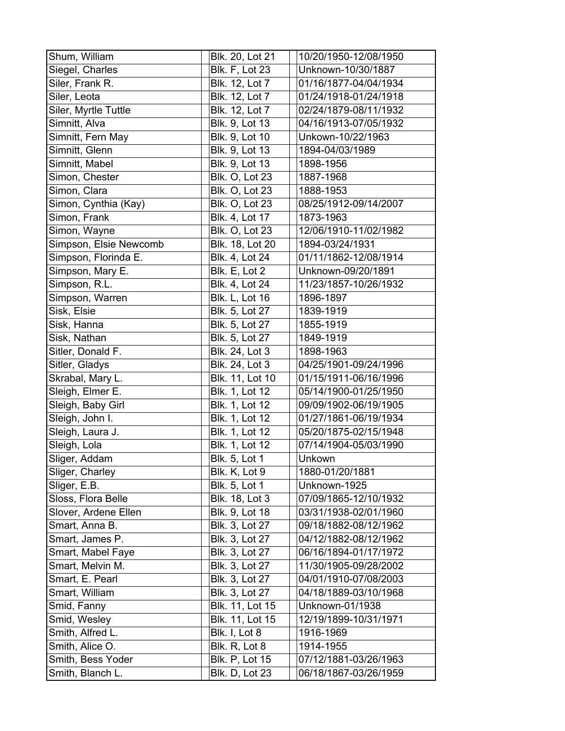| | | |
|---|---|---|
| Shum, William | Blk. 20, Lot 21 | 10/20/1950-12/08/1950 |
| Siegel, Charles | Blk. F, Lot 23 | Unknown-10/30/1887 |
| Siler, Frank R. | Blk. 12, Lot 7 | 01/16/1877-04/04/1934 |
| Siler, Leota | Blk. 12, Lot 7 | 01/24/1918-01/24/1918 |
| Siler, Myrtle Tuttle | Blk. 12, Lot 7 | 02/24/1879-08/11/1932 |
| Simnitt, Alva | Blk. 9, Lot 13 | 04/16/1913-07/05/1932 |
| Simnitt, Fern May | Blk. 9, Lot 10 | Unkown-10/22/1963 |
| Simnitt, Glenn | Blk. 9, Lot 13 | 1894-04/03/1989 |
| Simnitt, Mabel | Blk. 9, Lot 13 | 1898-1956 |
| Simon, Chester | Blk. O, Lot 23 | 1887-1968 |
| Simon, Clara | Blk. O, Lot 23 | 1888-1953 |
| Simon, Cynthia (Kay) | Blk. O, Lot 23 | 08/25/1912-09/14/2007 |
| Simon, Frank | Blk. 4, Lot 17 | 1873-1963 |
| Simon, Wayne | Blk. O, Lot 23 | 12/06/1910-11/02/1982 |
| Simpson, Elsie Newcomb | Blk. 18, Lot 20 | 1894-03/24/1931 |
| Simpson, Florinda E. | Blk. 4, Lot 24 | 01/11/1862-12/08/1914 |
| Simpson, Mary E. | Blk. E, Lot 2 | Unknown-09/20/1891 |
| Simpson, R.L. | Blk. 4, Lot 24 | 11/23/1857-10/26/1932 |
| Simpson, Warren | Blk. L, Lot 16 | 1896-1897 |
| Sisk, Elsie | Blk. 5, Lot 27 | 1839-1919 |
| Sisk, Hanna | Blk. 5, Lot 27 | 1855-1919 |
| Sisk, Nathan | Blk. 5, Lot 27 | 1849-1919 |
| Sitler, Donald F. | Blk. 24, Lot 3 | 1898-1963 |
| Sitler, Gladys | Blk. 24, Lot 3 | 04/25/1901-09/24/1996 |
| Skrabal, Mary L. | Blk. 11, Lot 10 | 01/15/1911-06/16/1996 |
| Sleigh, Elmer E. | Blk. 1, Lot 12 | 05/14/1900-01/25/1950 |
| Sleigh, Baby Girl | Blk. 1, Lot 12 | 09/09/1902-06/19/1905 |
| Sleigh, John I. | Blk. 1, Lot 12 | 01/27/1861-06/19/1934 |
| Sleigh, Laura J. | Blk. 1, Lot 12 | 05/20/1875-02/15/1948 |
| Sleigh, Lola | Blk. 1, Lot 12 | 07/14/1904-05/03/1990 |
| Sliger, Addam | Blk. 5, Lot 1 | Unkown |
| Sliger, Charley | Blk. K, Lot 9 | 1880-01/20/1881 |
| Sliger, E.B. | Blk. 5, Lot 1 | Unknown-1925 |
| Sloss, Flora Belle | Blk. 18, Lot 3 | 07/09/1865-12/10/1932 |
| Slover, Ardene Ellen | Blk. 9, Lot 18 | 03/31/1938-02/01/1960 |
| Smart, Anna B. | Blk. 3, Lot 27 | 09/18/1882-08/12/1962 |
| Smart, James P. | Blk. 3, Lot 27 | 04/12/1882-08/12/1962 |
| Smart, Mabel Faye | Blk. 3, Lot 27 | 06/16/1894-01/17/1972 |
| Smart, Melvin M. | Blk. 3, Lot 27 | 11/30/1905-09/28/2002 |
| Smart, E. Pearl | Blk. 3, Lot 27 | 04/01/1910-07/08/2003 |
| Smart, William | Blk. 3, Lot 27 | 04/18/1889-03/10/1968 |
| Smid, Fanny | Blk. 11, Lot 15 | Unknown-01/1938 |
| Smid, Wesley | Blk. 11, Lot 15 | 12/19/1899-10/31/1971 |
| Smith, Alfred L. | Blk. I, Lot 8 | 1916-1969 |
| Smith, Alice O. | Blk. R, Lot 8 | 1914-1955 |
| Smith, Bess Yoder | Blk. P, Lot 15 | 07/12/1881-03/26/1963 |
| Smith, Blanch L. | Blk. D, Lot 23 | 06/18/1867-03/26/1959 |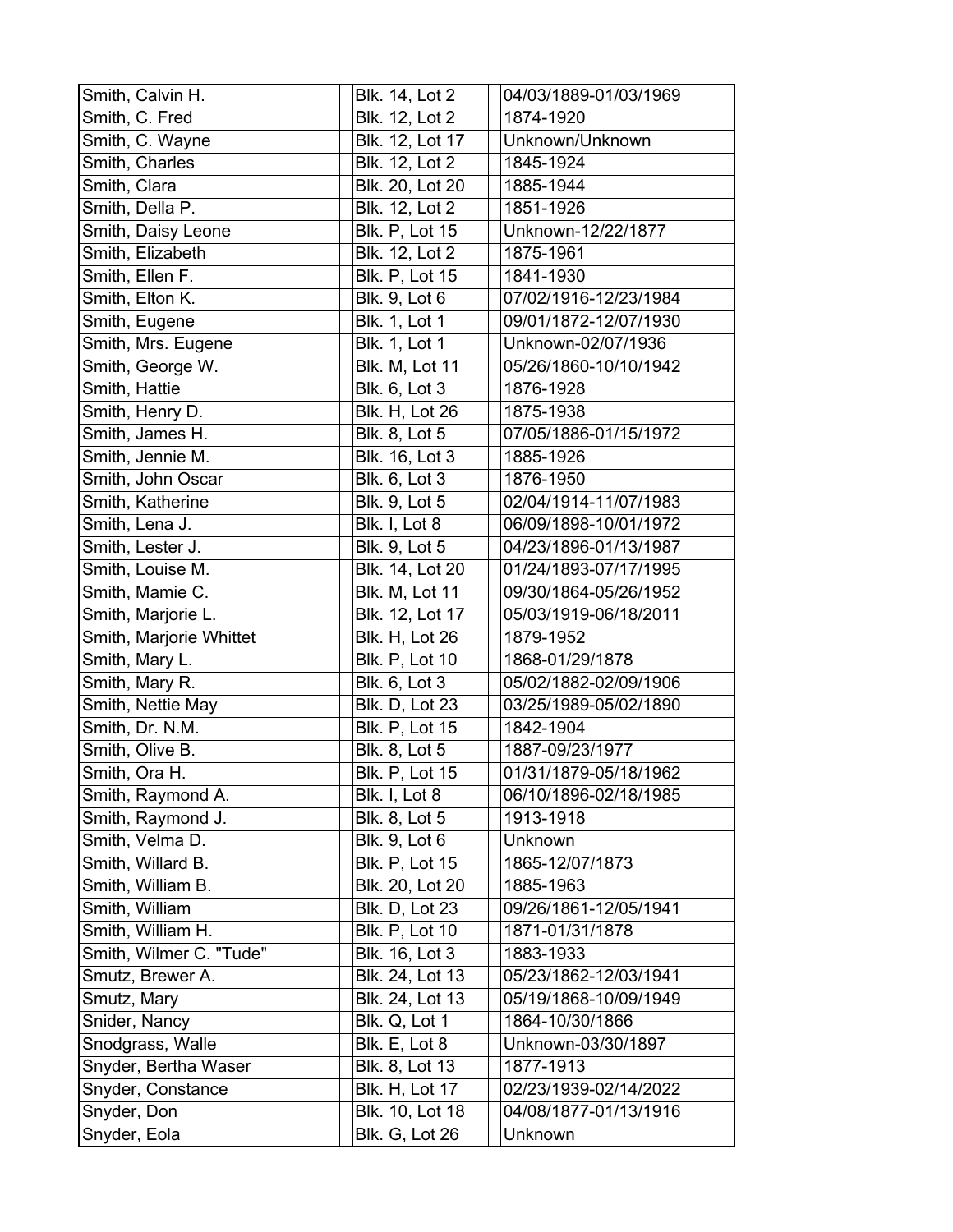| | | |
|---|---|---|
| Smith, Calvin H. | Blk. 14, Lot 2 | 04/03/1889-01/03/1969 |
| Smith, C. Fred | Blk. 12, Lot 2 | 1874-1920 |
| Smith, C. Wayne | Blk. 12, Lot 17 | Unknown/Unknown |
| Smith, Charles | Blk. 12, Lot 2 | 1845-1924 |
| Smith, Clara | Blk. 20, Lot 20 | 1885-1944 |
| Smith, Della P. | Blk. 12, Lot 2 | 1851-1926 |
| Smith, Daisy Leone | Blk. P, Lot 15 | Unknown-12/22/1877 |
| Smith, Elizabeth | Blk. 12, Lot 2 | 1875-1961 |
| Smith, Ellen F. | Blk. P, Lot 15 | 1841-1930 |
| Smith, Elton K. | Blk. 9, Lot 6 | 07/02/1916-12/23/1984 |
| Smith, Eugene | Blk. 1, Lot 1 | 09/01/1872-12/07/1930 |
| Smith, Mrs. Eugene | Blk. 1, Lot 1 | Unknown-02/07/1936 |
| Smith, George W. | Blk. M, Lot 11 | 05/26/1860-10/10/1942 |
| Smith, Hattie | Blk. 6, Lot 3 | 1876-1928 |
| Smith, Henry D. | Blk. H, Lot 26 | 1875-1938 |
| Smith, James H. | Blk. 8, Lot 5 | 07/05/1886-01/15/1972 |
| Smith, Jennie M. | Blk. 16, Lot 3 | 1885-1926 |
| Smith, John Oscar | Blk. 6, Lot 3 | 1876-1950 |
| Smith, Katherine | Blk. 9, Lot 5 | 02/04/1914-11/07/1983 |
| Smith, Lena J. | Blk. I, Lot 8 | 06/09/1898-10/01/1972 |
| Smith, Lester J. | Blk. 9, Lot 5 | 04/23/1896-01/13/1987 |
| Smith, Louise M. | Blk. 14, Lot 20 | 01/24/1893-07/17/1995 |
| Smith, Mamie C. | Blk. M, Lot 11 | 09/30/1864-05/26/1952 |
| Smith, Marjorie L. | Blk. 12, Lot 17 | 05/03/1919-06/18/2011 |
| Smith, Marjorie Whittet | Blk. H, Lot 26 | 1879-1952 |
| Smith, Mary L. | Blk. P, Lot 10 | 1868-01/29/1878 |
| Smith, Mary R. | Blk. 6, Lot 3 | 05/02/1882-02/09/1906 |
| Smith, Nettie May | Blk. D, Lot 23 | 03/25/1989-05/02/1890 |
| Smith, Dr. N.M. | Blk. P, Lot 15 | 1842-1904 |
| Smith, Olive B. | Blk. 8, Lot 5 | 1887-09/23/1977 |
| Smith, Ora H. | Blk. P, Lot 15 | 01/31/1879-05/18/1962 |
| Smith, Raymond A. | Blk. I, Lot 8 | 06/10/1896-02/18/1985 |
| Smith, Raymond J. | Blk. 8, Lot 5 | 1913-1918 |
| Smith, Velma D. | Blk. 9, Lot 6 | Unknown |
| Smith, Willard B. | Blk. P, Lot 15 | 1865-12/07/1873 |
| Smith, William B. | Blk. 20, Lot 20 | 1885-1963 |
| Smith, William | Blk. D, Lot 23 | 09/26/1861-12/05/1941 |
| Smith, William H. | Blk. P, Lot 10 | 1871-01/31/1878 |
| Smith, Wilmer C. "Tude" | Blk. 16, Lot 3 | 1883-1933 |
| Smutz, Brewer A. | Blk. 24, Lot 13 | 05/23/1862-12/03/1941 |
| Smutz, Mary | Blk. 24, Lot 13 | 05/19/1868-10/09/1949 |
| Snider, Nancy | Blk. Q, Lot 1 | 1864-10/30/1866 |
| Snodgrass, Walle | Blk. E, Lot 8 | Unknown-03/30/1897 |
| Snyder, Bertha Waser | Blk. 8, Lot 13 | 1877-1913 |
| Snyder, Constance | Blk. H, Lot 17 | 02/23/1939-02/14/2022 |
| Snyder, Don | Blk. 10, Lot 18 | 04/08/1877-01/13/1916 |
| Snyder, Eola | Blk. G, Lot 26 | Unknown |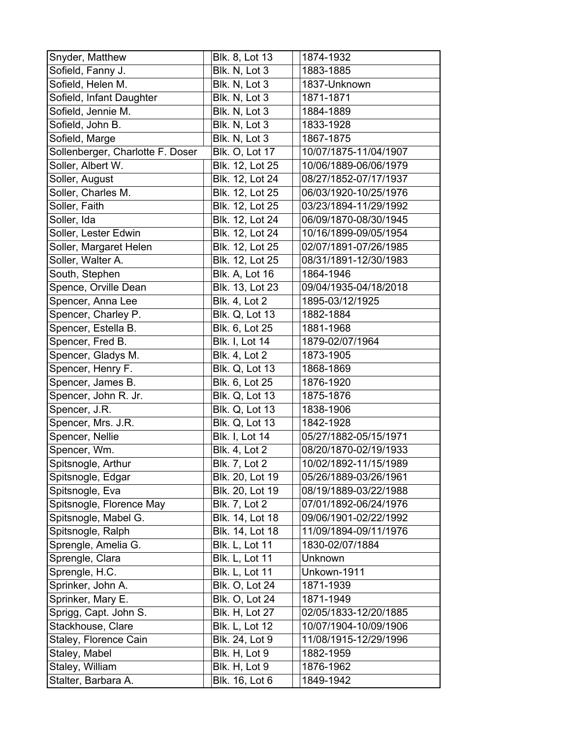| | | |
|---|---|---|
| Snyder, Matthew | Blk. 8, Lot 13 | 1874-1932 |
| Sofield, Fanny J. | Blk. N, Lot 3 | 1883-1885 |
| Sofield, Helen M. | Blk. N, Lot 3 | 1837-Unknown |
| Sofield, Infant Daughter | Blk. N, Lot 3 | 1871-1871 |
| Sofield, Jennie M. | Blk. N, Lot 3 | 1884-1889 |
| Sofield, John B. | Blk. N, Lot 3 | 1833-1928 |
| Sofield, Marge | Blk. N, Lot 3 | 1867-1875 |
| Sollenberger, Charlotte F. Doser | Blk. O, Lot 17 | 10/07/1875-11/04/1907 |
| Soller, Albert W. | Blk. 12, Lot 25 | 10/06/1889-06/06/1979 |
| Soller, August | Blk. 12, Lot 24 | 08/27/1852-07/17/1937 |
| Soller, Charles M. | Blk. 12, Lot 25 | 06/03/1920-10/25/1976 |
| Soller, Faith | Blk. 12, Lot 25 | 03/23/1894-11/29/1992 |
| Soller, Ida | Blk. 12, Lot 24 | 06/09/1870-08/30/1945 |
| Soller, Lester Edwin | Blk. 12, Lot 24 | 10/16/1899-09/05/1954 |
| Soller, Margaret Helen | Blk. 12, Lot 25 | 02/07/1891-07/26/1985 |
| Soller, Walter A. | Blk. 12, Lot 25 | 08/31/1891-12/30/1983 |
| South, Stephen | Blk. A, Lot 16 | 1864-1946 |
| Spence, Orville Dean | Blk. 13, Lot 23 | 09/04/1935-04/18/2018 |
| Spencer, Anna Lee | Blk. 4, Lot 2 | 1895-03/12/1925 |
| Spencer, Charley P. | Blk. Q, Lot 13 | 1882-1884 |
| Spencer, Estella B. | Blk. 6, Lot 25 | 1881-1968 |
| Spencer, Fred B. | Blk. I, Lot 14 | 1879-02/07/1964 |
| Spencer, Gladys M. | Blk. 4, Lot 2 | 1873-1905 |
| Spencer, Henry F. | Blk. Q, Lot 13 | 1868-1869 |
| Spencer, James B. | Blk. 6, Lot 25 | 1876-1920 |
| Spencer, John R. Jr. | Blk. Q, Lot 13 | 1875-1876 |
| Spencer, J.R. | Blk. Q, Lot 13 | 1838-1906 |
| Spencer, Mrs. J.R. | Blk. Q, Lot 13 | 1842-1928 |
| Spencer, Nellie | Blk. I, Lot 14 | 05/27/1882-05/15/1971 |
| Spencer, Wm. | Blk. 4, Lot 2 | 08/20/1870-02/19/1933 |
| Spitsnogle, Arthur | Blk. 7, Lot 2 | 10/02/1892-11/15/1989 |
| Spitsnogle, Edgar | Blk. 20, Lot 19 | 05/26/1889-03/26/1961 |
| Spitsnogle, Eva | Blk. 20, Lot 19 | 08/19/1889-03/22/1988 |
| Spitsnogle, Florence May | Blk. 7, Lot 2 | 07/01/1892-06/24/1976 |
| Spitsnogle, Mabel G. | Blk. 14, Lot 18 | 09/06/1901-02/22/1992 |
| Spitsnogle, Ralph | Blk. 14, Lot 18 | 11/09/1894-09/11/1976 |
| Sprengle, Amelia G. | Blk. L, Lot 11 | 1830-02/07/1884 |
| Sprengle, Clara | Blk. L, Lot 11 | Unknown |
| Sprengle, H.C. | Blk. L, Lot 11 | Unkown-1911 |
| Sprinker, John A. | Blk. O, Lot 24 | 1871-1939 |
| Sprinker, Mary E. | Blk. O, Lot 24 | 1871-1949 |
| Sprigg, Capt. John S. | Blk. H, Lot 27 | 02/05/1833-12/20/1885 |
| Stackhouse, Clare | Blk. L, Lot 12 | 10/07/1904-10/09/1906 |
| Staley, Florence Cain | Blk. 24, Lot 9 | 11/08/1915-12/29/1996 |
| Staley, Mabel | Blk. H, Lot 9 | 1882-1959 |
| Staley, William | Blk. H, Lot 9 | 1876-1962 |
| Stalter, Barbara A. | Blk. 16, Lot 6 | 1849-1942 |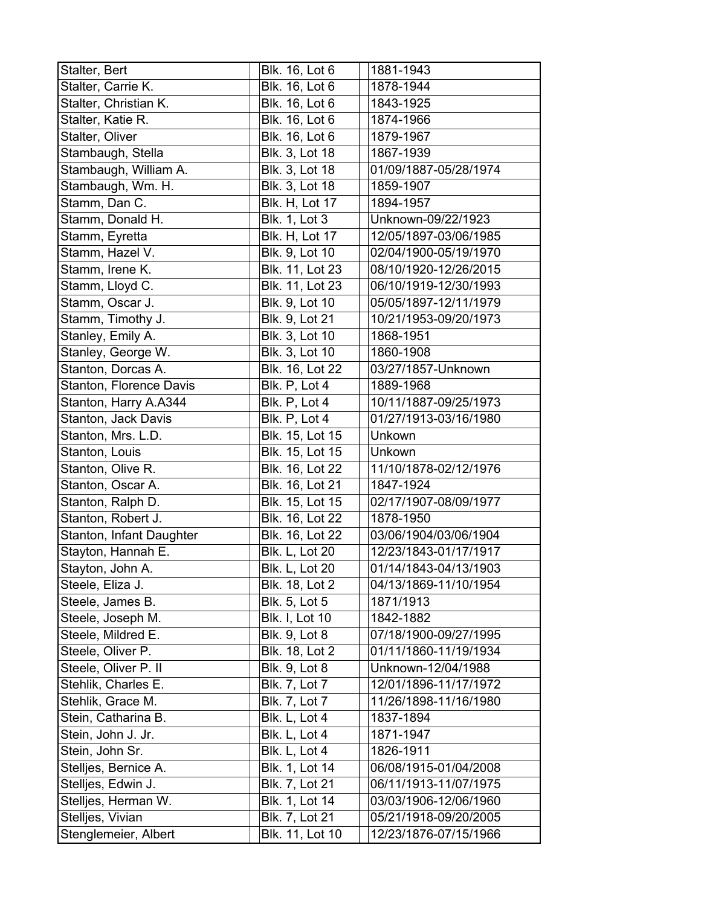| | | |
|---|---|---|
| Stalter, Bert | Blk. 16, Lot 6 | 1881-1943 |
| Stalter, Carrie K. | Blk. 16, Lot 6 | 1878-1944 |
| Stalter, Christian K. | Blk. 16, Lot 6 | 1843-1925 |
| Stalter, Katie R. | Blk. 16, Lot 6 | 1874-1966 |
| Stalter, Oliver | Blk. 16, Lot 6 | 1879-1967 |
| Stambaugh, Stella | Blk. 3, Lot 18 | 1867-1939 |
| Stambaugh, William A. | Blk. 3, Lot 18 | 01/09/1887-05/28/1974 |
| Stambaugh, Wm. H. | Blk. 3, Lot 18 | 1859-1907 |
| Stamm, Dan C. | Blk. H, Lot 17 | 1894-1957 |
| Stamm, Donald H. | Blk. 1, Lot 3 | Unknown-09/22/1923 |
| Stamm, Eyretta | Blk. H, Lot 17 | 12/05/1897-03/06/1985 |
| Stamm, Hazel V. | Blk. 9, Lot 10 | 02/04/1900-05/19/1970 |
| Stamm, Irene K. | Blk. 11, Lot 23 | 08/10/1920-12/26/2015 |
| Stamm, Lloyd C. | Blk. 11, Lot 23 | 06/10/1919-12/30/1993 |
| Stamm, Oscar J. | Blk. 9, Lot 10 | 05/05/1897-12/11/1979 |
| Stamm, Timothy J. | Blk. 9, Lot 21 | 10/21/1953-09/20/1973 |
| Stanley, Emily A. | Blk. 3, Lot 10 | 1868-1951 |
| Stanley, George W. | Blk. 3, Lot 10 | 1860-1908 |
| Stanton, Dorcas A. | Blk. 16, Lot 22 | 03/27/1857-Unknown |
| Stanton, Florence Davis | Blk. P, Lot 4 | 1889-1968 |
| Stanton, Harry A.A344 | Blk. P, Lot 4 | 10/11/1887-09/25/1973 |
| Stanton, Jack Davis | Blk. P, Lot 4 | 01/27/1913-03/16/1980 |
| Stanton, Mrs. L.D. | Blk. 15, Lot 15 | Unkown |
| Stanton, Louis | Blk. 15, Lot 15 | Unkown |
| Stanton, Olive R. | Blk. 16, Lot 22 | 11/10/1878-02/12/1976 |
| Stanton, Oscar A. | Blk. 16, Lot 21 | 1847-1924 |
| Stanton, Ralph D. | Blk. 15, Lot 15 | 02/17/1907-08/09/1977 |
| Stanton, Robert J. | Blk. 16, Lot 22 | 1878-1950 |
| Stanton, Infant Daughter | Blk. 16, Lot 22 | 03/06/1904/03/06/1904 |
| Stayton, Hannah E. | Blk. L, Lot 20 | 12/23/1843-01/17/1917 |
| Stayton, John A. | Blk. L, Lot 20 | 01/14/1843-04/13/1903 |
| Steele, Eliza J. | Blk. 18, Lot 2 | 04/13/1869-11/10/1954 |
| Steele, James B. | Blk. 5, Lot 5 | 1871/1913 |
| Steele, Joseph M. | Blk. I, Lot 10 | 1842-1882 |
| Steele, Mildred E. | Blk. 9, Lot 8 | 07/18/1900-09/27/1995 |
| Steele, Oliver P. | Blk. 18, Lot 2 | 01/11/1860-11/19/1934 |
| Steele, Oliver P. II | Blk. 9, Lot 8 | Unknown-12/04/1988 |
| Stehlik, Charles E. | Blk. 7, Lot 7 | 12/01/1896-11/17/1972 |
| Stehlik, Grace M. | Blk. 7, Lot 7 | 11/26/1898-11/16/1980 |
| Stein, Catharina B. | Blk. L, Lot 4 | 1837-1894 |
| Stein, John J. Jr. | Blk. L, Lot 4 | 1871-1947 |
| Stein, John Sr. | Blk. L, Lot 4 | 1826-1911 |
| Stelljes, Bernice A. | Blk. 1, Lot 14 | 06/08/1915-01/04/2008 |
| Stelljes, Edwin J. | Blk. 7, Lot 21 | 06/11/1913-11/07/1975 |
| Stelljes, Herman W. | Blk. 1, Lot 14 | 03/03/1906-12/06/1960 |
| Stelljes, Vivian | Blk. 7, Lot 21 | 05/21/1918-09/20/2005 |
| Stenglemeier, Albert | Blk. 11, Lot 10 | 12/23/1876-07/15/1966 |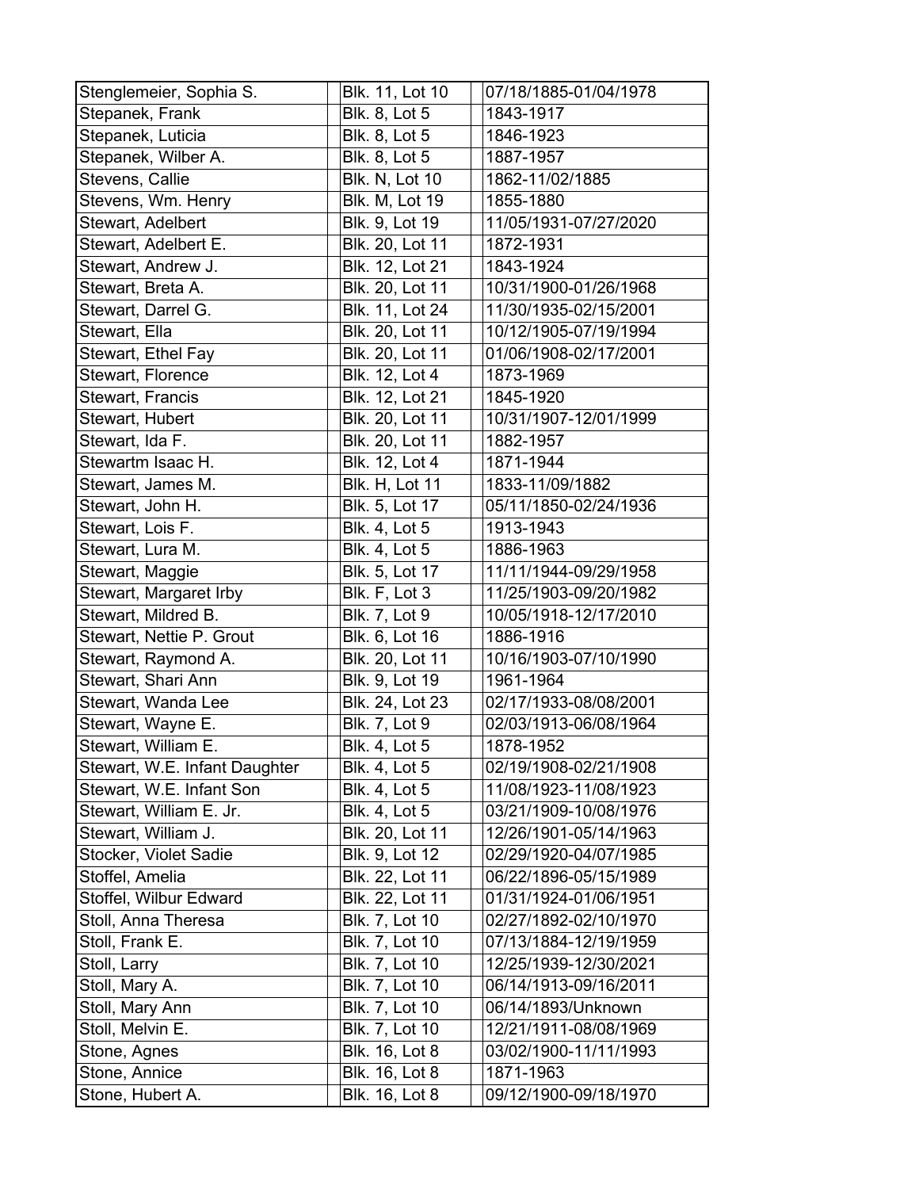| | | |
|---|---|---|
| Stenglemeier, Sophia S. | Blk. 11, Lot 10 | 07/18/1885-01/04/1978 |
| Stepanek, Frank | Blk. 8, Lot 5 | 1843-1917 |
| Stepanek, Luticia | Blk. 8, Lot 5 | 1846-1923 |
| Stepanek, Wilber A. | Blk. 8, Lot 5 | 1887-1957 |
| Stevens, Callie | Blk. N, Lot 10 | 1862-11/02/1885 |
| Stevens, Wm. Henry | Blk. M, Lot 19 | 1855-1880 |
| Stewart, Adelbert | Blk. 9, Lot 19 | 11/05/1931-07/27/2020 |
| Stewart, Adelbert E. | Blk. 20, Lot 11 | 1872-1931 |
| Stewart, Andrew J. | Blk. 12, Lot 21 | 1843-1924 |
| Stewart, Breta A. | Blk. 20, Lot 11 | 10/31/1900-01/26/1968 |
| Stewart, Darrel G. | Blk. 11, Lot 24 | 11/30/1935-02/15/2001 |
| Stewart, Ella | Blk. 20, Lot 11 | 10/12/1905-07/19/1994 |
| Stewart, Ethel Fay | Blk. 20, Lot 11 | 01/06/1908-02/17/2001 |
| Stewart, Florence | Blk. 12, Lot 4 | 1873-1969 |
| Stewart, Francis | Blk. 12, Lot 21 | 1845-1920 |
| Stewart, Hubert | Blk. 20, Lot 11 | 10/31/1907-12/01/1999 |
| Stewart, Ida F. | Blk. 20, Lot 11 | 1882-1957 |
| Stewartm Isaac H. | Blk. 12, Lot 4 | 1871-1944 |
| Stewart, James M. | Blk. H, Lot 11 | 1833-11/09/1882 |
| Stewart, John H. | Blk. 5, Lot 17 | 05/11/1850-02/24/1936 |
| Stewart, Lois F. | Blk. 4, Lot 5 | 1913-1943 |
| Stewart, Lura M. | Blk. 4, Lot 5 | 1886-1963 |
| Stewart, Maggie | Blk. 5, Lot 17 | 11/11/1944-09/29/1958 |
| Stewart, Margaret Irby | Blk. F, Lot 3 | 11/25/1903-09/20/1982 |
| Stewart, Mildred B. | Blk. 7, Lot 9 | 10/05/1918-12/17/2010 |
| Stewart, Nettie P. Grout | Blk. 6, Lot 16 | 1886-1916 |
| Stewart, Raymond A. | Blk. 20, Lot 11 | 10/16/1903-07/10/1990 |
| Stewart, Shari Ann | Blk. 9, Lot 19 | 1961-1964 |
| Stewart, Wanda Lee | Blk. 24, Lot 23 | 02/17/1933-08/08/2001 |
| Stewart, Wayne E. | Blk. 7, Lot 9 | 02/03/1913-06/08/1964 |
| Stewart, William E. | Blk. 4, Lot 5 | 1878-1952 |
| Stewart, W.E. Infant Daughter | Blk. 4, Lot 5 | 02/19/1908-02/21/1908 |
| Stewart, W.E. Infant Son | Blk. 4, Lot 5 | 11/08/1923-11/08/1923 |
| Stewart, William E. Jr. | Blk. 4, Lot 5 | 03/21/1909-10/08/1976 |
| Stewart, William J. | Blk. 20, Lot 11 | 12/26/1901-05/14/1963 |
| Stocker, Violet Sadie | Blk. 9, Lot 12 | 02/29/1920-04/07/1985 |
| Stoffel, Amelia | Blk. 22, Lot 11 | 06/22/1896-05/15/1989 |
| Stoffel, Wilbur Edward | Blk. 22, Lot 11 | 01/31/1924-01/06/1951 |
| Stoll, Anna Theresa | Blk. 7, Lot 10 | 02/27/1892-02/10/1970 |
| Stoll, Frank E. | Blk. 7, Lot 10 | 07/13/1884-12/19/1959 |
| Stoll, Larry | Blk. 7, Lot 10 | 12/25/1939-12/30/2021 |
| Stoll, Mary A. | Blk. 7, Lot 10 | 06/14/1913-09/16/2011 |
| Stoll, Mary Ann | Blk. 7, Lot 10 | 06/14/1893/Unknown |
| Stoll, Melvin E. | Blk. 7, Lot 10 | 12/21/1911-08/08/1969 |
| Stone, Agnes | Blk. 16, Lot 8 | 03/02/1900-11/11/1993 |
| Stone, Annice | Blk. 16, Lot 8 | 1871-1963 |
| Stone, Hubert A. | Blk. 16, Lot 8 | 09/12/1900-09/18/1970 |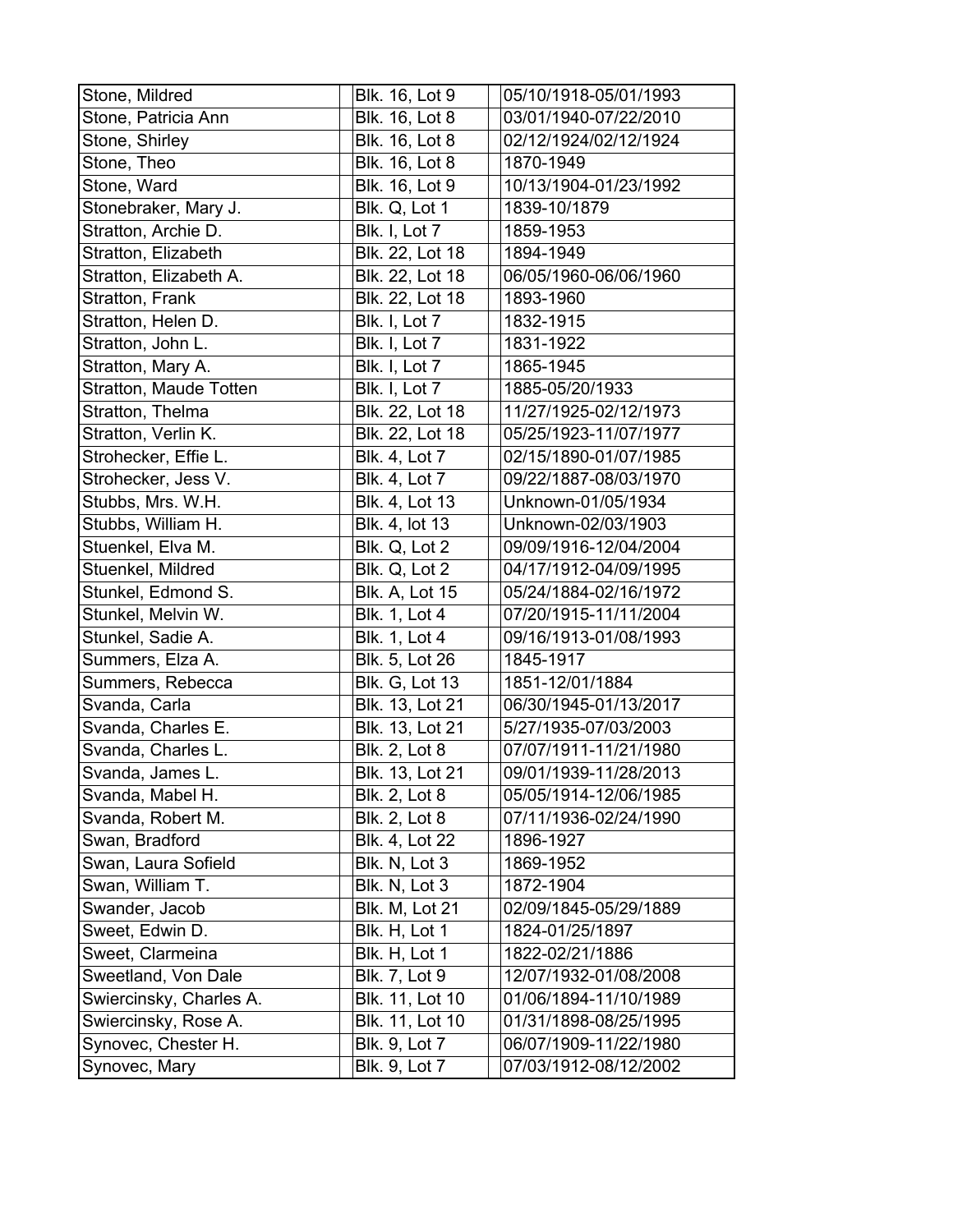| | | |
|---|---|---|
| Stone, Mildred | Blk. 16, Lot 9 | 05/10/1918-05/01/1993 |
| Stone, Patricia Ann | Blk. 16, Lot 8 | 03/01/1940-07/22/2010 |
| Stone, Shirley | Blk. 16, Lot 8 | 02/12/1924/02/12/1924 |
| Stone, Theo | Blk. 16, Lot 8 | 1870-1949 |
| Stone, Ward | Blk. 16, Lot 9 | 10/13/1904-01/23/1992 |
| Stonebraker, Mary J. | Blk. Q, Lot 1 | 1839-10/1879 |
| Stratton, Archie D. | Blk. I, Lot 7 | 1859-1953 |
| Stratton, Elizabeth | Blk. 22, Lot 18 | 1894-1949 |
| Stratton, Elizabeth A. | Blk. 22, Lot 18 | 06/05/1960-06/06/1960 |
| Stratton, Frank | Blk. 22, Lot 18 | 1893-1960 |
| Stratton, Helen D. | Blk. I, Lot 7 | 1832-1915 |
| Stratton, John L. | Blk. I, Lot 7 | 1831-1922 |
| Stratton, Mary A. | Blk. I, Lot 7 | 1865-1945 |
| Stratton, Maude Totten | Blk. I, Lot 7 | 1885-05/20/1933 |
| Stratton, Thelma | Blk. 22, Lot 18 | 11/27/1925-02/12/1973 |
| Stratton, Verlin K. | Blk. 22, Lot 18 | 05/25/1923-11/07/1977 |
| Strohecker, Effie L. | Blk. 4, Lot 7 | 02/15/1890-01/07/1985 |
| Strohecker, Jess V. | Blk. 4, Lot 7 | 09/22/1887-08/03/1970 |
| Stubbs, Mrs. W.H. | Blk. 4, Lot 13 | Unknown-01/05/1934 |
| Stubbs, William H. | Blk. 4, lot 13 | Unknown-02/03/1903 |
| Stuenkel, Elva M. | Blk. Q, Lot 2 | 09/09/1916-12/04/2004 |
| Stuenkel, Mildred | Blk. Q, Lot 2 | 04/17/1912-04/09/1995 |
| Stunkel, Edmond S. | Blk. A, Lot 15 | 05/24/1884-02/16/1972 |
| Stunkel, Melvin W. | Blk. 1, Lot 4 | 07/20/1915-11/11/2004 |
| Stunkel, Sadie A. | Blk. 1, Lot 4 | 09/16/1913-01/08/1993 |
| Summers, Elza A. | Blk. 5, Lot 26 | 1845-1917 |
| Summers, Rebecca | Blk. G, Lot 13 | 1851-12/01/1884 |
| Svanda, Carla | Blk. 13, Lot 21 | 06/30/1945-01/13/2017 |
| Svanda, Charles E. | Blk. 13, Lot 21 | 5/27/1935-07/03/2003 |
| Svanda, Charles L. | Blk. 2, Lot 8 | 07/07/1911-11/21/1980 |
| Svanda, James L. | Blk. 13, Lot 21 | 09/01/1939-11/28/2013 |
| Svanda, Mabel H. | Blk. 2, Lot 8 | 05/05/1914-12/06/1985 |
| Svanda, Robert M. | Blk. 2, Lot 8 | 07/11/1936-02/24/1990 |
| Swan, Bradford | Blk. 4, Lot 22 | 1896-1927 |
| Swan, Laura Sofield | Blk. N, Lot 3 | 1869-1952 |
| Swan, William T. | Blk. N, Lot 3 | 1872-1904 |
| Swander, Jacob | Blk. M, Lot 21 | 02/09/1845-05/29/1889 |
| Sweet, Edwin D. | Blk. H, Lot 1 | 1824-01/25/1897 |
| Sweet, Clarmeina | Blk. H, Lot 1 | 1822-02/21/1886 |
| Sweetland, Von Dale | Blk. 7, Lot 9 | 12/07/1932-01/08/2008 |
| Swiercinsky, Charles A. | Blk. 11, Lot 10 | 01/06/1894-11/10/1989 |
| Swiercinsky, Rose A. | Blk. 11, Lot 10 | 01/31/1898-08/25/1995 |
| Synovec, Chester H. | Blk. 9, Lot 7 | 06/07/1909-11/22/1980 |
| Synovec, Mary | Blk. 9, Lot 7 | 07/03/1912-08/12/2002 |